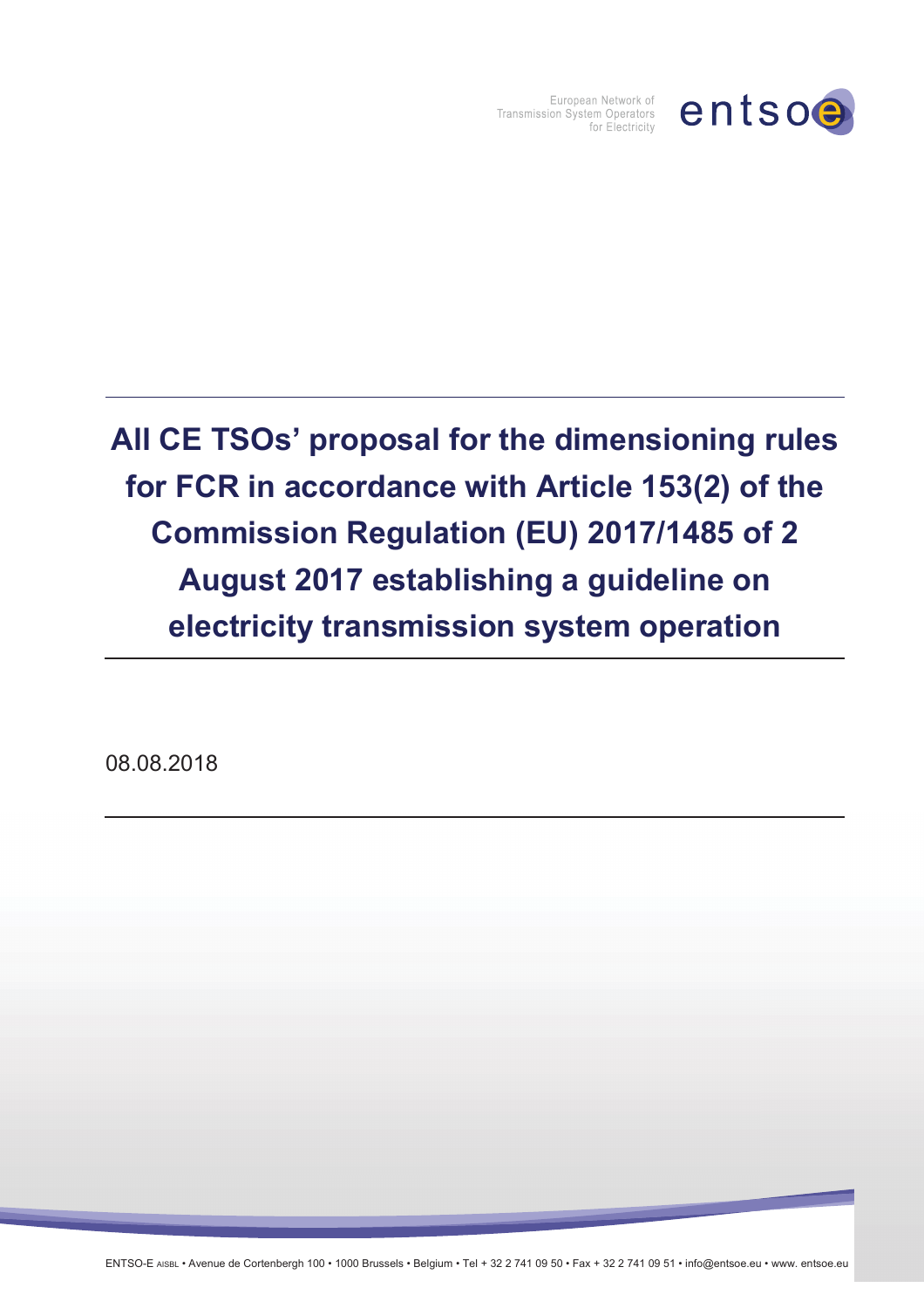European Network of Transmission System Operators for Electricity

entsoe

# All CE TSOs' proposal for the dimensioning rules for FCR in accordance with Article 153(2) of the Commission Regulation (EU) 2017/1485 of 2 August 2017 establishing a guideline on electricity transmission system operation

08.08.2018

ENTSO-E AISBL • Avenue de Cortenbergh 100 • 1000 Brussels • Belgium • Tel + 32 2 741 09 50 • Fax + 32 2 741 09 51 • info@entsoe.eu • www. entsoe.eu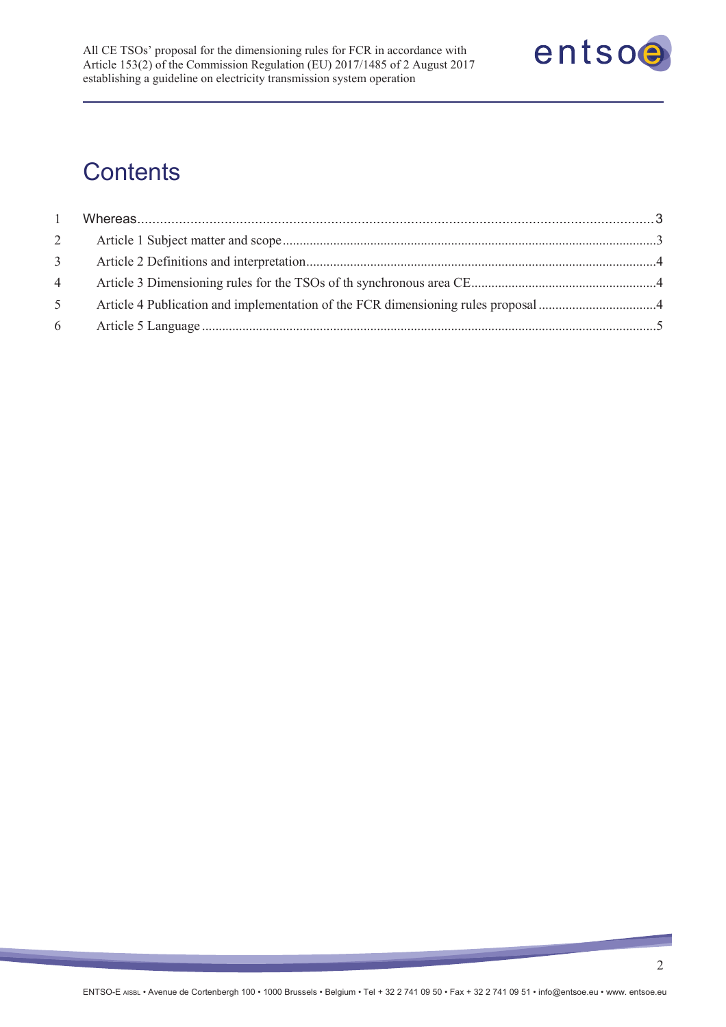# Contents

1 Whereas .......................................................................................................................................3

2 Article 1 Subject matter and scope ..........................................................................................3

3 Article 2 Definitions and interpretation.....................................................................................4

4 Article 3 Dimensioning rules for the TSOs of th synchronous area CE......................................4

5 Article 4 Publication and implementation of the FCR dimensioning rules proposal ...................4

6 Article 5 Language ....................................................................................................................5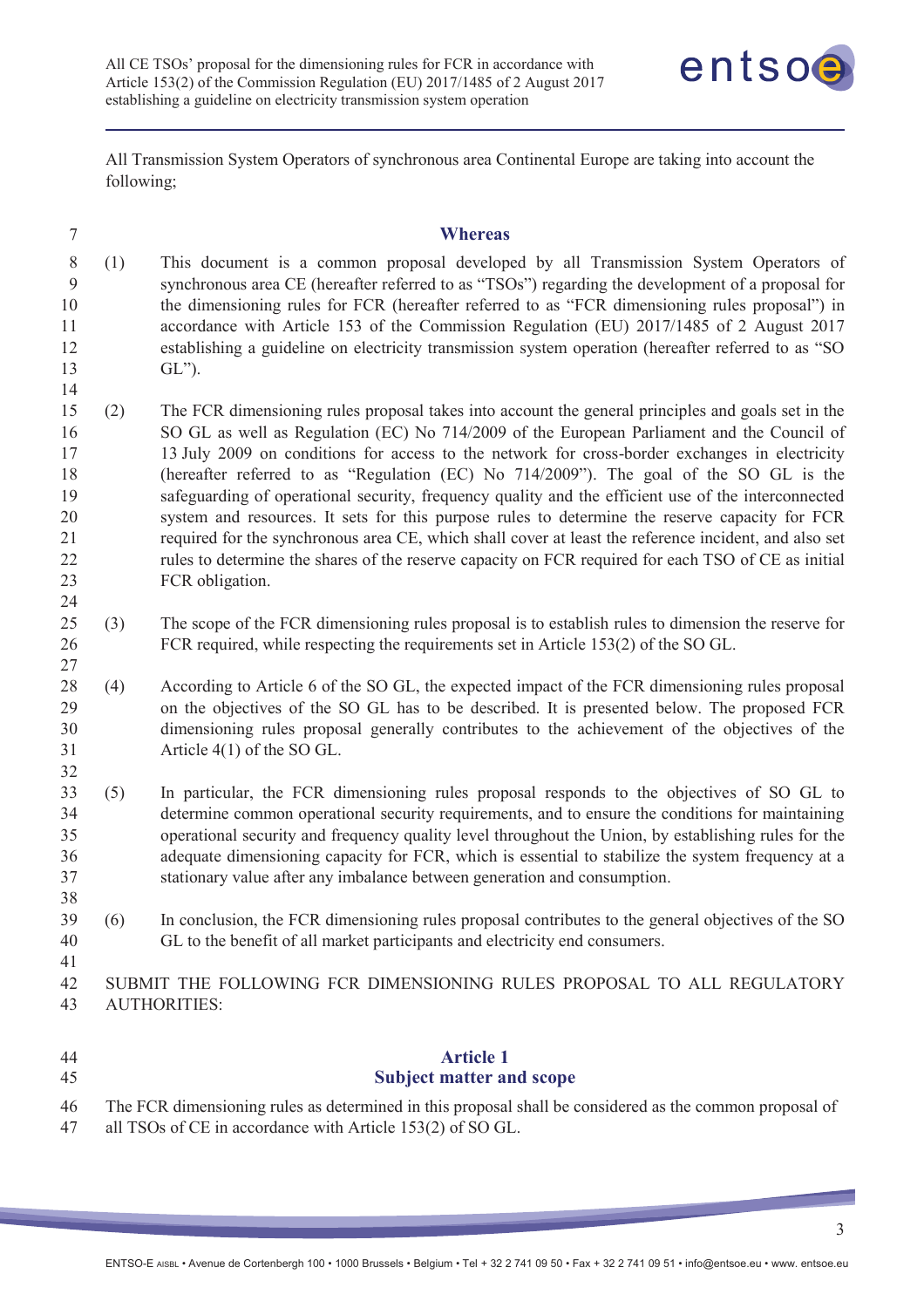All Transmission System Operators of synchronous area Continental Europe are taking into account the following;

## Whereas

(1) This document is a common proposal developed by all Transmission System Operators of synchronous area CE (hereafter referred to as "TSOs") regarding the development of a proposal for the dimensioning rules for FCR (hereafter referred to as "FCR dimensioning rules proposal") in accordance with Article 153 of the Commission Regulation (EU) 2017/1485 of 2 August 2017 establishing a guideline on electricity transmission system operation (hereafter referred to as "SO GL").

(2) The FCR dimensioning rules proposal takes into account the general principles and goals set in the SO GL as well as Regulation (EC) No 714/2009 of the European Parliament and the Council of 13 July 2009 on conditions for access to the network for cross-border exchanges in electricity (hereafter referred to as "Regulation (EC) No 714/2009"). The goal of the SO GL is the safeguarding of operational security, frequency quality and the efficient use of the interconnected system and resources. It sets for this purpose rules to determine the reserve capacity for FCR required for the synchronous area CE, which shall cover at least the reference incident, and also set rules to determine the shares of the reserve capacity on FCR required for each TSO of CE as initial FCR obligation.

(3) The scope of the FCR dimensioning rules proposal is to establish rules to dimension the reserve for FCR required, while respecting the requirements set in Article 153(2) of the SO GL.

(4) According to Article 6 of the SO GL, the expected impact of the FCR dimensioning rules proposal on the objectives of the SO GL has to be described. It is presented below. The proposed FCR dimensioning rules proposal generally contributes to the achievement of the objectives of the Article 4(1) of the SO GL.

(5) In particular, the FCR dimensioning rules proposal responds to the objectives of SO GL to determine common operational security requirements, and to ensure the conditions for maintaining operational security and frequency quality level throughout the Union, by establishing rules for the adequate dimensioning capacity for FCR, which is essential to stabilize the system frequency at a stationary value after any imbalance between generation and consumption.

(6) In conclusion, the FCR dimensioning rules proposal contributes to the general objectives of the SO GL to the benefit of all market participants and electricity end consumers.

SUBMIT THE FOLLOWING FCR DIMENSIONING RULES PROPOSAL TO ALL REGULATORY AUTHORITIES:

## Article 1
## Subject matter and scope

The FCR dimensioning rules as determined in this proposal shall be considered as the common proposal of all TSOs of CE in accordance with Article 153(2) of SO GL.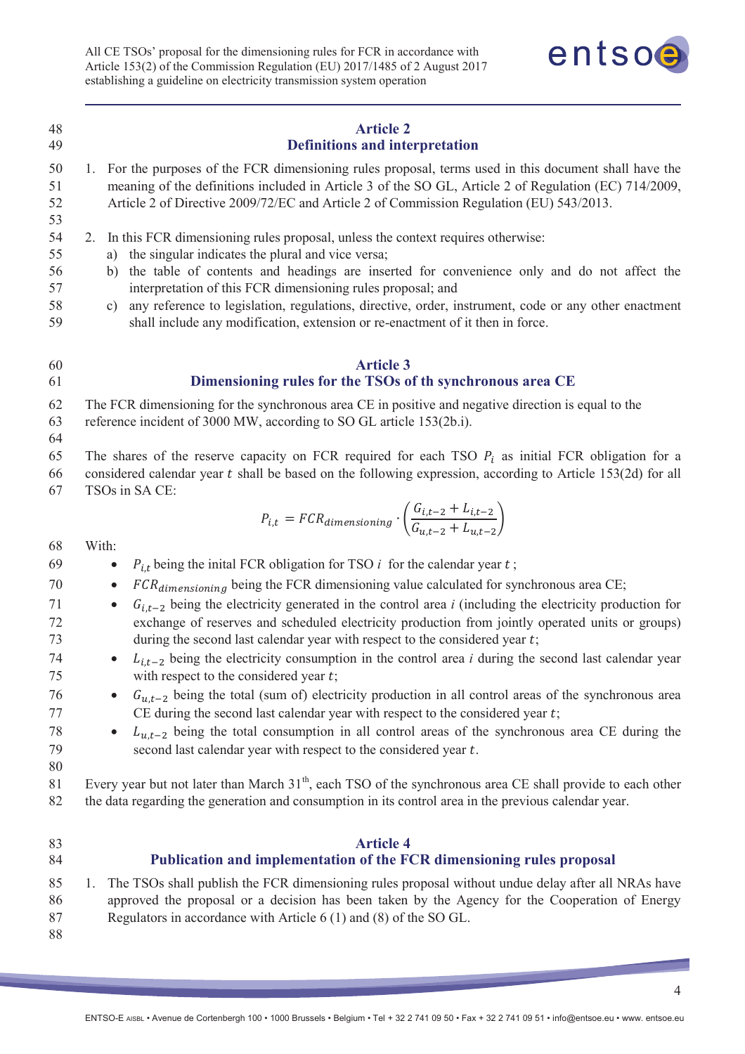## Article 2
## Definitions and interpretation

1. For the purposes of the FCR dimensioning rules proposal, terms used in this document shall have the meaning of the definitions included in Article 3 of the SO GL, Article 2 of Regulation (EC) 714/2009, Article 2 of Directive 2009/72/EC and Article 2 of Commission Regulation (EU) 543/2013.

2. In this FCR dimensioning rules proposal, unless the context requires otherwise:
   a) the singular indicates the plural and vice versa;
   b) the table of contents and headings are inserted for convenience only and do not affect the interpretation of this FCR dimensioning rules proposal; and
   c) any reference to legislation, regulations, directive, order, instrument, code or any other enactment shall include any modification, extension or re-enactment of it then in force.

## Article 3
## Dimensioning rules for the TSOs of th synchronous area CE

The FCR dimensioning for the synchronous area CE in positive and negative direction is equal to the reference incident of 3000 MW, according to SO GL article 153(2b.i).

The shares of the reserve capacity on FCR required for each TSO $P_i$ as initial FCR obligation for a considered calendar year $t$ shall be based on the following expression, according to Article 153(2d) for all TSOs in SA CE:

$$P_{i,t} = FCR_{dimensioning} \cdot \left( \frac{G_{i,t-2} + L_{i,t-2}}{G_{u,t-2} + L_{u,t-2}} \right)$$

With:

- $P_{i,t}$ being the inital FCR obligation for TSO $i$ for the calendar year $t$ ;
- $FCR_{dimensioning}$ being the FCR dimensioning value calculated for synchronous area CE;
- $G_{i,t-2}$ being the electricity generated in the control area $i$ (including the electricity production for exchange of reserves and scheduled electricity production from jointly operated units or groups) during the second last calendar year with respect to the considered year $t$;
- $L_{i,t-2}$ being the electricity consumption in the control area $i$ during the second last calendar year with respect to the considered year $t$;
- $G_{u,t-2}$ being the total (sum of) electricity production in all control areas of the synchronous area CE during the second last calendar year with respect to the considered year $t$;
- $L_{u,t-2}$ being the total consumption in all control areas of the synchronous area CE during the second last calendar year with respect to the considered year $t$.

Every year but not later than March 31[th], each TSO of the synchronous area CE shall provide to each other the data regarding the generation and consumption in its control area in the previous calendar year.

## Article 4
## Publication and implementation of the FCR dimensioning rules proposal

1. The TSOs shall publish the FCR dimensioning rules proposal without undue delay after all NRAs have approved the proposal or a decision has been taken by the Agency for the Cooperation of Energy Regulators in accordance with Article 6 (1) and (8) of the SO GL.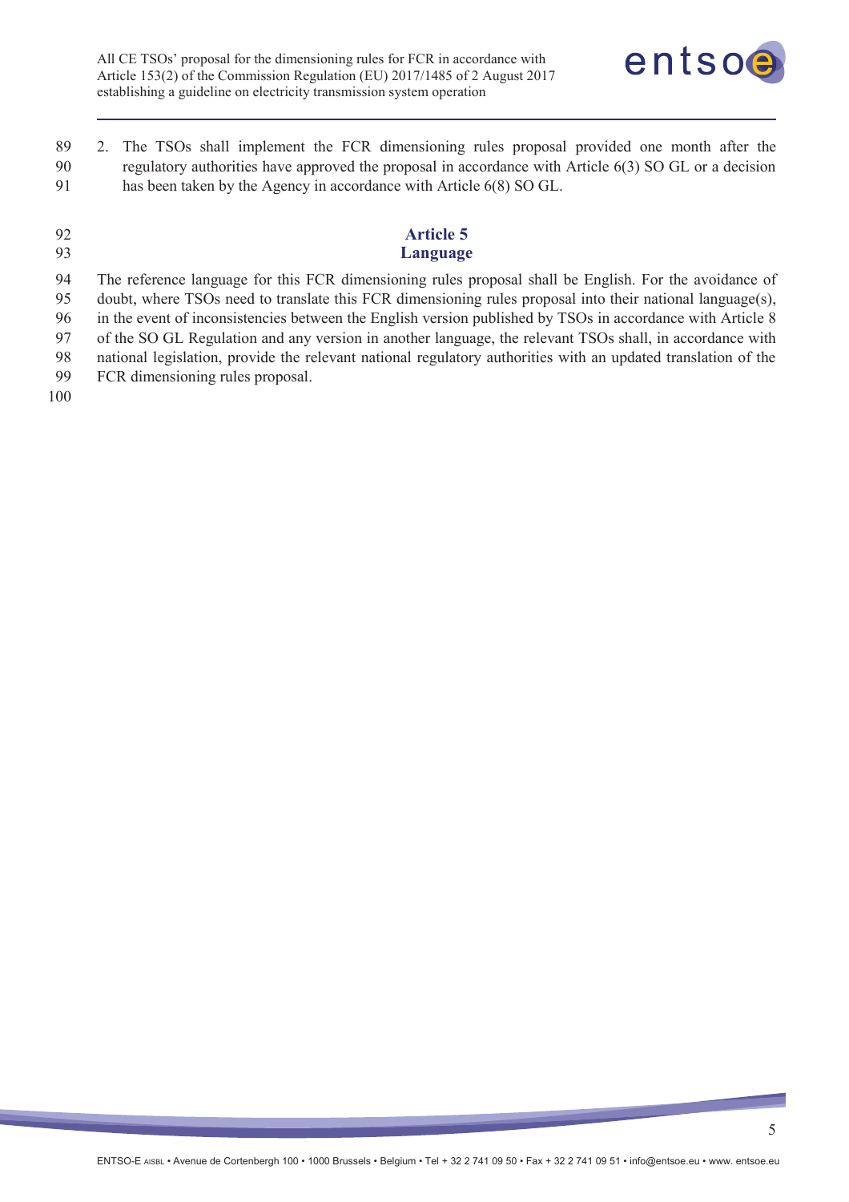2. The TSOs shall implement the FCR dimensioning rules proposal provided one month after the regulatory authorities have approved the proposal in accordance with Article 6(3) SO GL or a decision has been taken by the Agency in accordance with Article 6(8) SO GL.

## Article 5
## Language

The reference language for this FCR dimensioning rules proposal shall be English. For the avoidance of doubt, where TSOs need to translate this FCR dimensioning rules proposal into their national language(s), in the event of inconsistencies between the English version published by TSOs in accordance with Article 8 of the SO GL Regulation and any version in another language, the relevant TSOs shall, in accordance with national legislation, provide the relevant national regulatory authorities with an updated translation of the FCR dimensioning rules proposal.